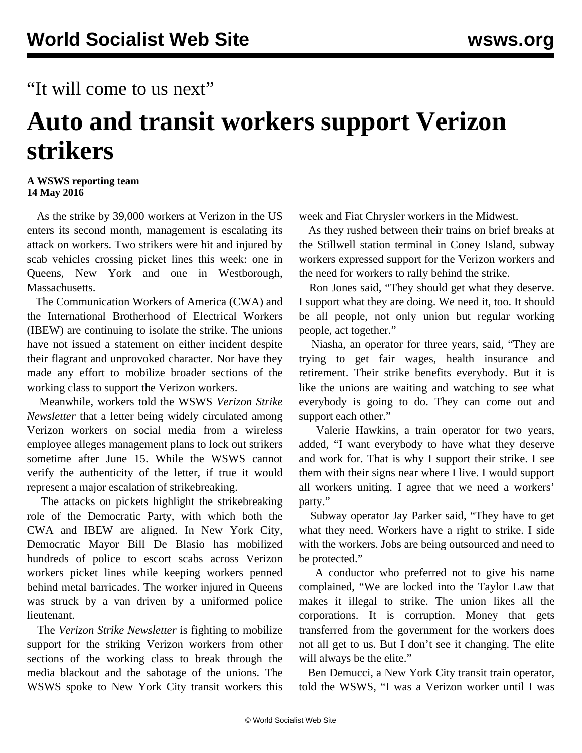“It will come to us next”

# Auto and transit workers support Verizon strikers

**A WSWS reporting team**
**14 May 2016**

As the strike by 39,000 workers at Verizon in the US enters its second month, management is escalating its attack on workers. Two strikers were hit and injured by scab vehicles crossing picket lines this week: one in Queens, New York and one in Westborough, Massachusetts.

The Communication Workers of America (CWA) and the International Brotherhood of Electrical Workers (IBEW) are continuing to isolate the strike. The unions have not issued a statement on either incident despite their flagrant and unprovoked character. Nor have they made any effort to mobilize broader sections of the working class to support the Verizon workers.

Meanwhile, workers told the WSWS *Verizon Strike Newsletter* that a letter being widely circulated among Verizon workers on social media from a wireless employee alleges management plans to lock out strikers sometime after June 15. While the WSWS cannot verify the authenticity of the letter, if true it would represent a major escalation of strikebreaking.

The attacks on pickets highlight the strikebreaking role of the Democratic Party, with which both the CWA and IBEW are aligned. In New York City, Democratic Mayor Bill De Blasio has mobilized hundreds of police to escort scabs across Verizon workers picket lines while keeping workers penned behind metal barricades. The worker injured in Queens was struck by a van driven by a uniformed police lieutenant.

The *Verizon Strike Newsletter* is fighting to mobilize support for the striking Verizon workers from other sections of the working class to break through the media blackout and the sabotage of the unions. The WSWS spoke to New York City transit workers this week and Fiat Chrysler workers in the Midwest.

As they rushed between their trains on brief breaks at the Stillwell station terminal in Coney Island, subway workers expressed support for the Verizon workers and the need for workers to rally behind the strike.

Ron Jones said, “They should get what they deserve. I support what they are doing. We need it, too. It should be all people, not only union but regular working people, act together.”

Niasha, an operator for three years, said, “They are trying to get fair wages, health insurance and retirement. Their strike benefits everybody. But it is like the unions are waiting and watching to see what everybody is going to do. They can come out and support each other.”

Valerie Hawkins, a train operator for two years, added, “I want everybody to have what they deserve and work for. That is why I support their strike. I see them with their signs near where I live. I would support all workers uniting. I agree that we need a workers’ party.”

Subway operator Jay Parker said, “They have to get what they need. Workers have a right to strike. I side with the workers. Jobs are being outsourced and need to be protected.”

A conductor who preferred not to give his name complained, “We are locked into the Taylor Law that makes it illegal to strike. The union likes all the corporations. It is corruption. Money that gets transferred from the government for the workers does not all get to us. But I don’t see it changing. The elite will always be the elite.”

Ben Demucci, a New York City transit train operator, told the WSWS, “I was a Verizon worker until I was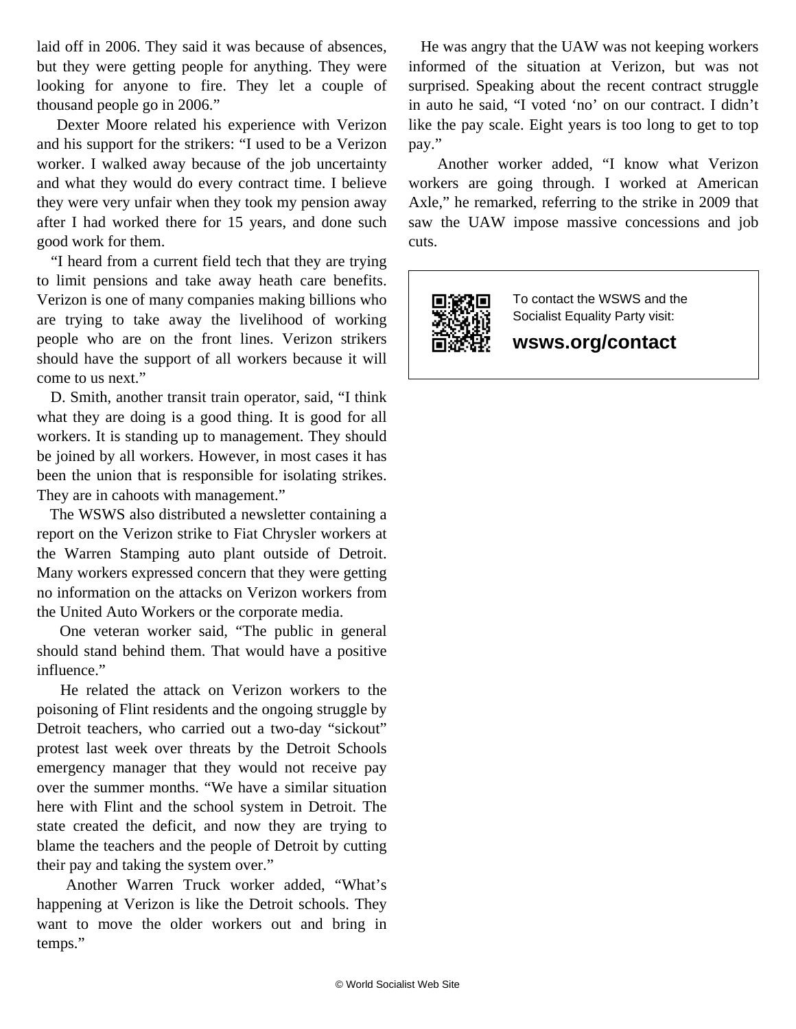laid off in 2006. They said it was because of absences, but they were getting people for anything. They were looking for anyone to fire. They let a couple of thousand people go in 2006."

Dexter Moore related his experience with Verizon and his support for the strikers: "I used to be a Verizon worker. I walked away because of the job uncertainty and what they would do every contract time. I believe they were very unfair when they took my pension away after I had worked there for 15 years, and done such good work for them.

"I heard from a current field tech that they are trying to limit pensions and take away heath care benefits. Verizon is one of many companies making billions who are trying to take away the livelihood of working people who are on the front lines. Verizon strikers should have the support of all workers because it will come to us next."

D. Smith, another transit train operator, said, "I think what they are doing is a good thing. It is good for all workers. It is standing up to management. They should be joined by all workers. However, in most cases it has been the union that is responsible for isolating strikes. They are in cahoots with management."

The WSWS also distributed a newsletter containing a report on the Verizon strike to Fiat Chrysler workers at the Warren Stamping auto plant outside of Detroit. Many workers expressed concern that they were getting no information on the attacks on Verizon workers from the United Auto Workers or the corporate media.

One veteran worker said, "The public in general should stand behind them. That would have a positive influence."

He related the attack on Verizon workers to the poisoning of Flint residents and the ongoing struggle by Detroit teachers, who carried out a two-day "sickout" protest last week over threats by the Detroit Schools emergency manager that they would not receive pay over the summer months. "We have a similar situation here with Flint and the school system in Detroit. The state created the deficit, and now they are trying to blame the teachers and the people of Detroit by cutting their pay and taking the system over."

Another Warren Truck worker added, "What's happening at Verizon is like the Detroit schools. They want to move the older workers out and bring in temps."

He was angry that the UAW was not keeping workers informed of the situation at Verizon, but was not surprised. Speaking about the recent contract struggle in auto he said, "I voted 'no' on our contract. I didn't like the pay scale. Eight years is too long to get to top pay."

Another worker added, "I know what Verizon workers are going through. I worked at American Axle," he remarked, referring to the strike in 2009 that saw the UAW impose massive concessions and job cuts.

To contact the WSWS and the Socialist Equality Party visit:

**wsws.org/contact**